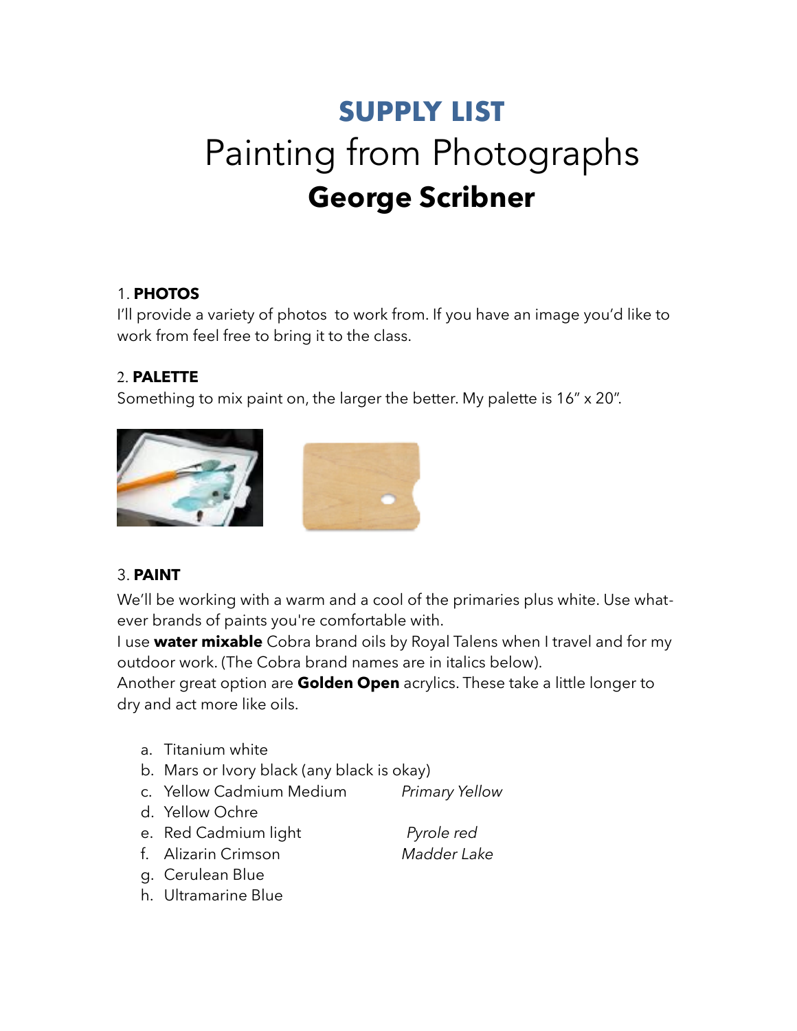# SUPPLY LIST

# Painting from Photographs

## George Scribner

1. **PHOTOS**

I'll provide a variety of photos  to work from. If you have an image you'd like to work from feel free to bring it to the class.

2. **PALETTE**

Something to mix paint on, the larger the better. My palette is 16" x 20".

3. **PAINT**

We'll be working with a warm and a cool of the primaries plus white. Use whatever brands of paints you're comfortable with.

I use **water mixable** Cobra brand oils by Royal Talens when I travel and for my outdoor work. (The Cobra brand names are in italics below).

Another great option are **Golden Open** acrylics. These take a little longer to dry and act more like oils.

a. Titanium white
b. Mars or Ivory black (any black is okay)
c. Yellow Cadmium Medium *Primary Yellow*
d. Yellow Ochre
e. Red Cadmium light *Pyrole red*
f. Alizarin Crimson *Madder Lake*
g. Cerulean Blue
h. Ultramarine Blue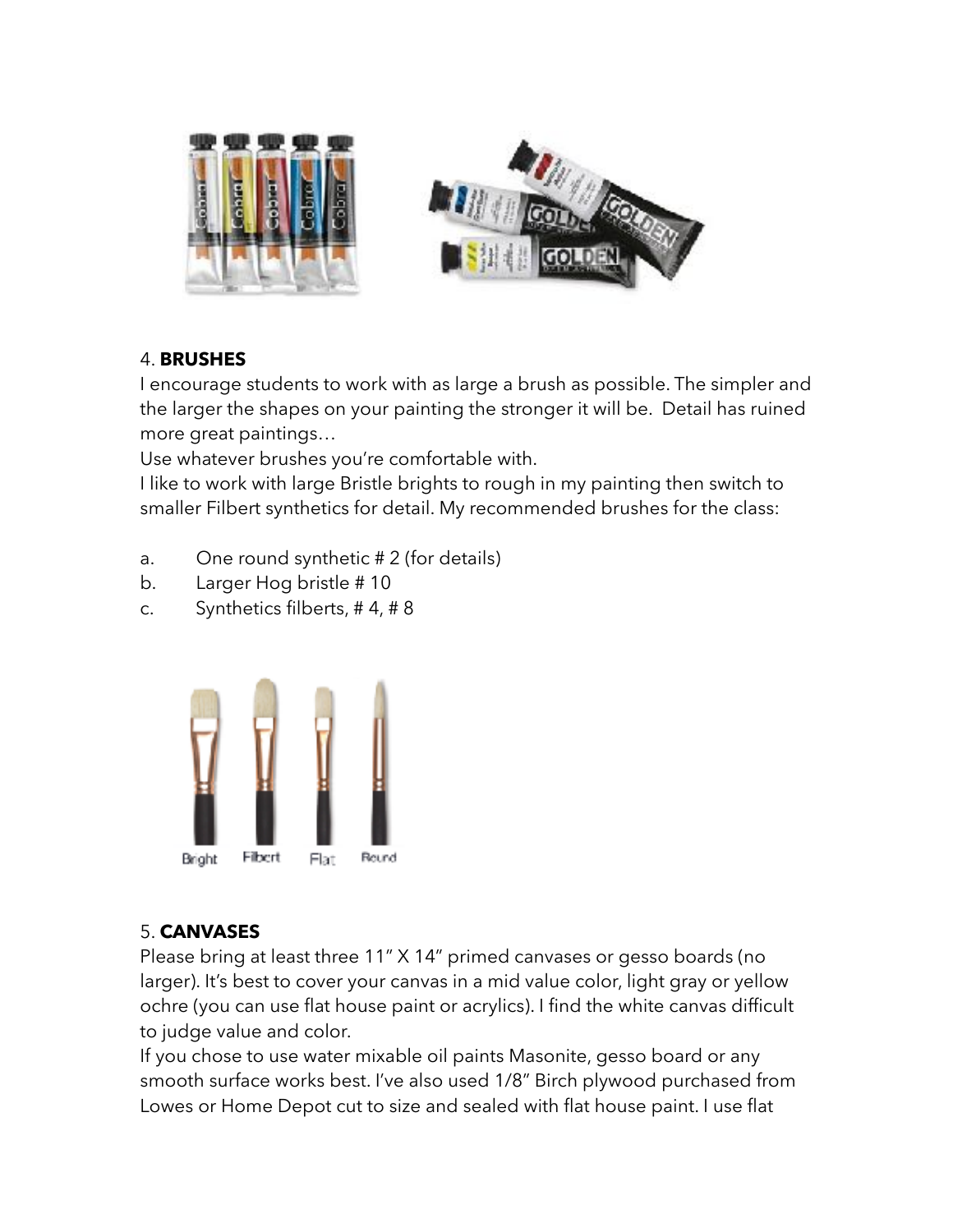4. **BRUSHES**

I encourage students to work with as large a brush as possible. The simpler and the larger the shapes on your painting the stronger it will be. Detail has ruined more great paintings…

Use whatever brushes you're comfortable with.

I like to work with large Bristle brights to rough in my painting then switch to smaller Filbert synthetics for detail. My recommended brushes for the class:

a. One round synthetic # 2 (for details)
b. Larger Hog bristle # 10
c. Synthetics filberts, # 4, # 8

5. **CANVASES**

Please bring at least three 11" X 14" primed canvases or gesso boards (no larger). It's best to cover your canvas in a mid value color, light gray or yellow ochre (you can use flat house paint or acrylics). I find the white canvas difficult to judge value and color.

If you chose to use water mixable oil paints Masonite, gesso board or any smooth surface works best. I've also used 1/8" Birch plywood purchased from Lowes or Home Depot cut to size and sealed with flat house paint. I use flat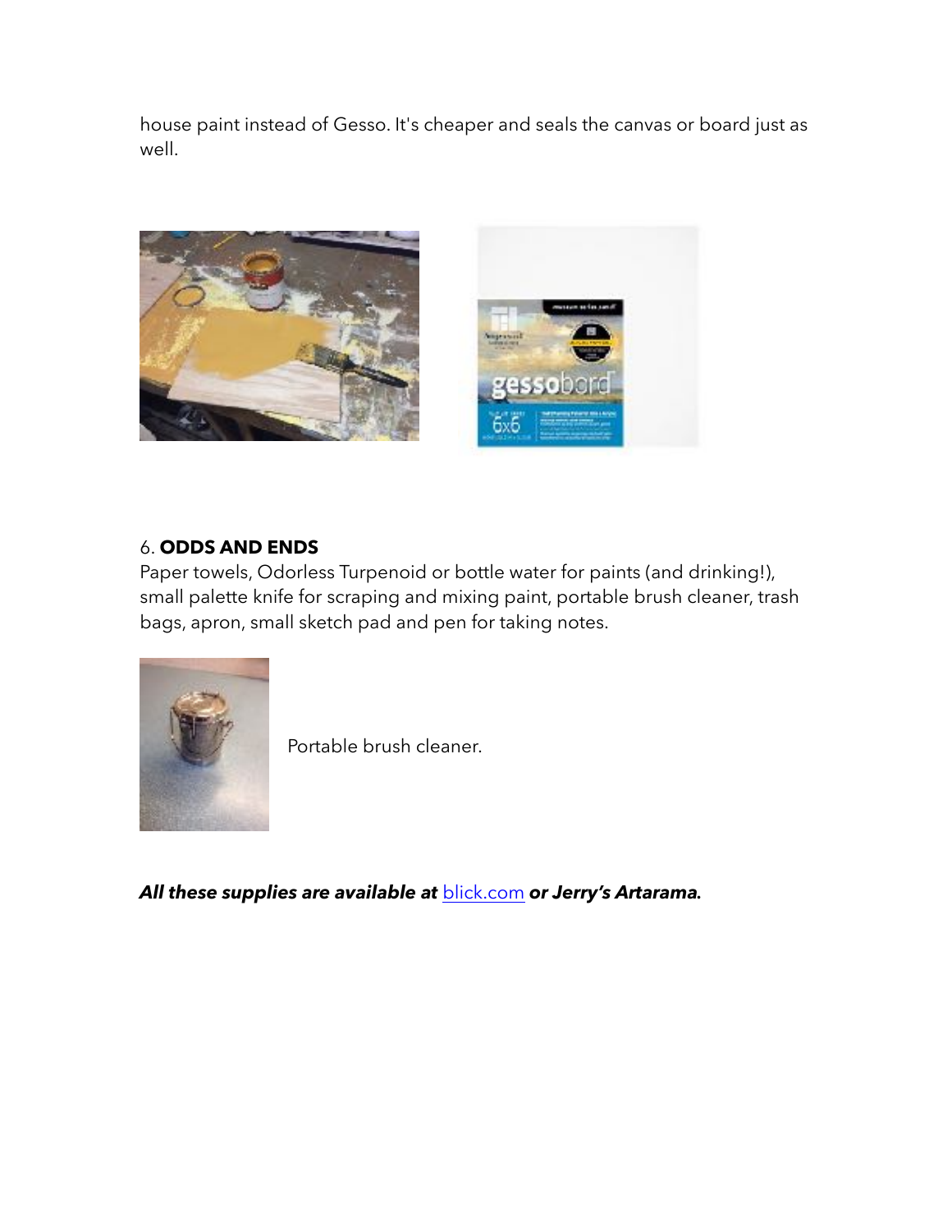house paint instead of Gesso. It's cheaper and seals the canvas or board just as well.

6. **ODDS AND ENDS**
Paper towels, Odorless Turpenoid or bottle water for paints (and drinking!), small palette knife for scraping and mixing paint, portable brush cleaner, trash bags, apron, small sketch pad and pen for taking notes.

Portable brush cleaner.

***All these supplies are available at*** [blick.com](http://blick.com) ***or Jerry's Artarama.***